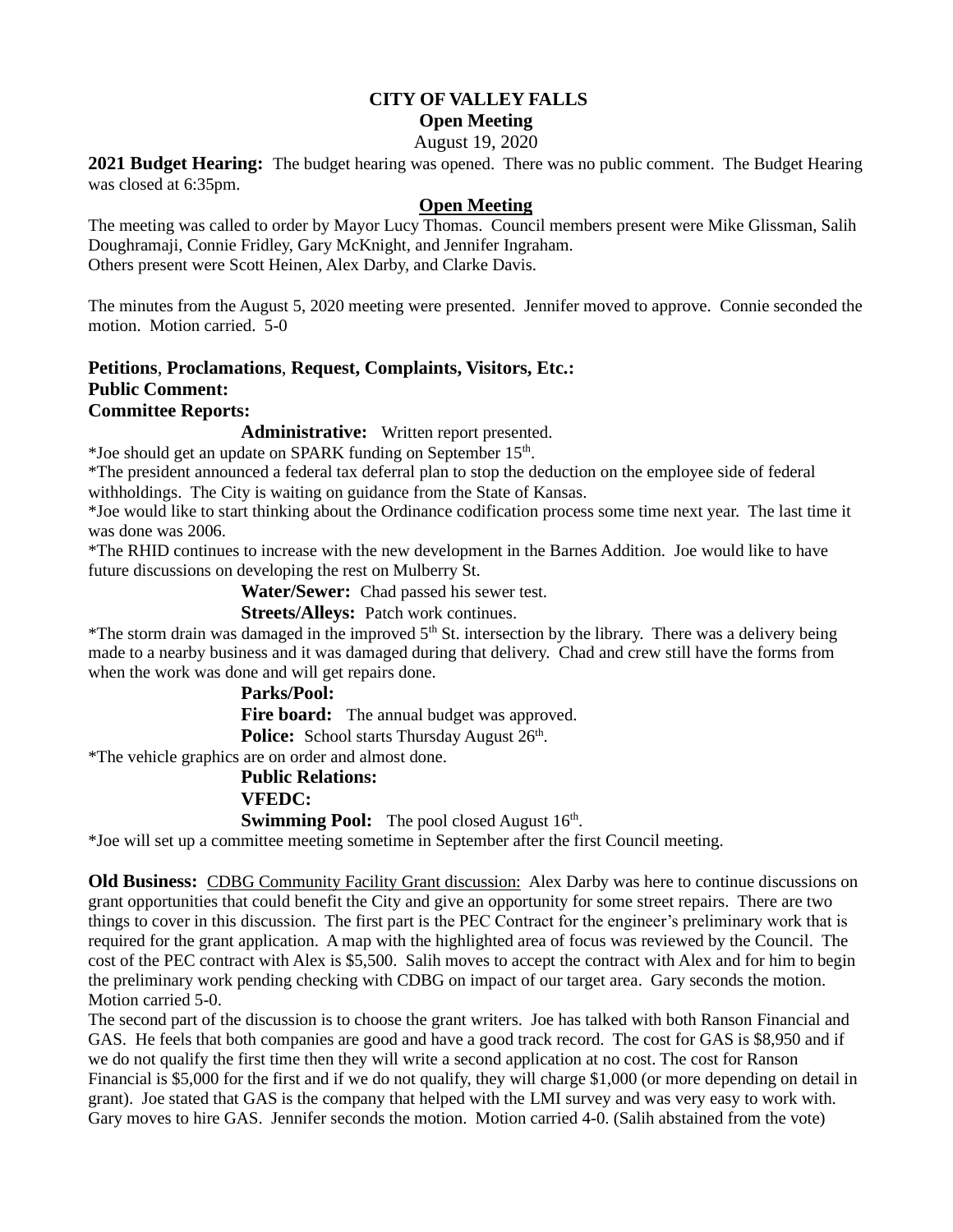# CITY OF VALLEY FALLS

## Open Meeting

August 19, 2020

**2021 Budget Hearing:** The budget hearing was opened. There was no public comment. The Budget Hearing was closed at 6:35pm.

## Open Meeting

The meeting was called to order by Mayor Lucy Thomas. Council members present were Mike Glissman, Salih Doughramaji, Connie Fridley, Gary McKnight, and Jennifer Ingraham.
Others present were Scott Heinen, Alex Darby, and Clarke Davis.

The minutes from the August 5, 2020 meeting were presented. Jennifer moved to approve. Connie seconded the motion. Motion carried. 5-0

**Petitions**, **Proclamations**, **Request, Complaints, Visitors, Etc.:**
**Public Comment:**
**Committee Reports:**

**Administrative:** Written report presented.

*Joe should get an update on SPARK funding on September 15th.

*The president announced a federal tax deferral plan to stop the deduction on the employee side of federal withholdings. The City is waiting on guidance from the State of Kansas.

*Joe would like to start thinking about the Ordinance codification process some time next year. The last time it was done was 2006.

*The RHID continues to increase with the new development in the Barnes Addition. Joe would like to have future discussions on developing the rest on Mulberry St.

**Water/Sewer:** Chad passed his sewer test.

**Streets/Alleys:** Patch work continues.

*The storm drain was damaged in the improved 5th St. intersection by the library. There was a delivery being made to a nearby business and it was damaged during that delivery. Chad and crew still have the forms from when the work was done and will get repairs done.

**Parks/Pool:**

**Fire board:** The annual budget was approved.

**Police:** School starts Thursday August 26th.

*The vehicle graphics are on order and almost done.

**Public Relations:**

**VFEDC:**

**Swimming Pool:** The pool closed August 16th.

*Joe will set up a committee meeting sometime in September after the first Council meeting.

**Old Business:** CDBG Community Facility Grant discussion: Alex Darby was here to continue discussions on grant opportunities that could benefit the City and give an opportunity for some street repairs. There are two things to cover in this discussion. The first part is the PEC Contract for the engineer's preliminary work that is required for the grant application. A map with the highlighted area of focus was reviewed by the Council. The cost of the PEC contract with Alex is $5,500. Salih moves to accept the contract with Alex and for him to begin the preliminary work pending checking with CDBG on impact of our target area. Gary seconds the motion. Motion carried 5-0.

The second part of the discussion is to choose the grant writers. Joe has talked with both Ranson Financial and GAS. He feels that both companies are good and have a good track record. The cost for GAS is $8,950 and if we do not qualify the first time then they will write a second application at no cost. The cost for Ranson Financial is $5,000 for the first and if we do not qualify, they will charge $1,000 (or more depending on detail in grant). Joe stated that GAS is the company that helped with the LMI survey and was very easy to work with. Gary moves to hire GAS. Jennifer seconds the motion. Motion carried 4-0. (Salih abstained from the vote)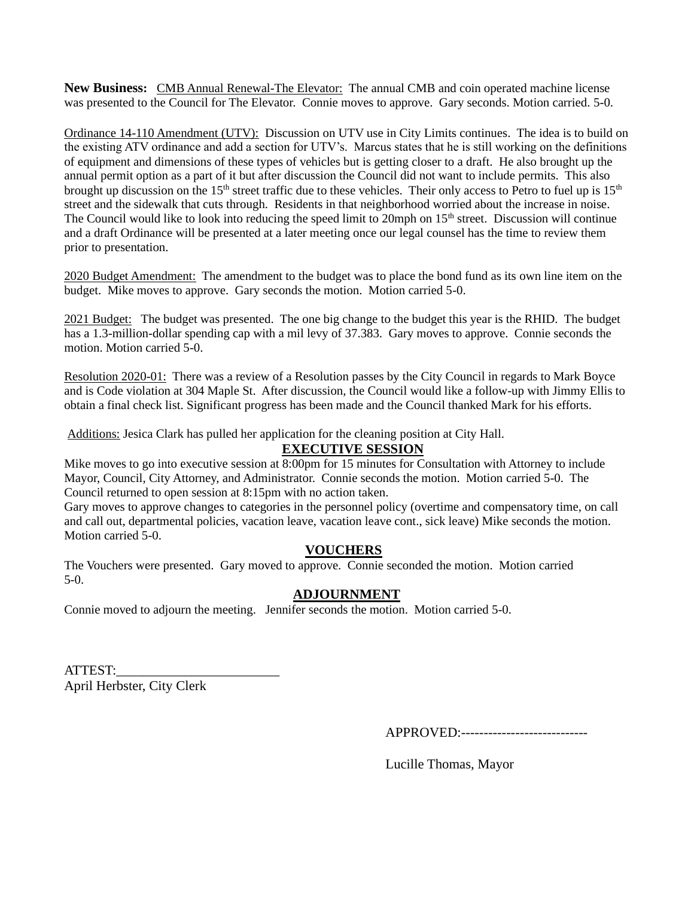**New Business:** CMB Annual Renewal-The Elevator: The annual CMB and coin operated machine license was presented to the Council for The Elevator. Connie moves to approve. Gary seconds. Motion carried. 5-0.

Ordinance 14-110 Amendment (UTV): Discussion on UTV use in City Limits continues. The idea is to build on the existing ATV ordinance and add a section for UTV's. Marcus states that he is still working on the definitions of equipment and dimensions of these types of vehicles but is getting closer to a draft. He also brought up the annual permit option as a part of it but after discussion the Council did not want to include permits. This also brought up discussion on the 15th street traffic due to these vehicles. Their only access to Petro to fuel up is 15th street and the sidewalk that cuts through. Residents in that neighborhood worried about the increase in noise. The Council would like to look into reducing the speed limit to 20mph on 15th street. Discussion will continue and a draft Ordinance will be presented at a later meeting once our legal counsel has the time to review them prior to presentation.

2020 Budget Amendment: The amendment to the budget was to place the bond fund as its own line item on the budget. Mike moves to approve. Gary seconds the motion. Motion carried 5-0.

2021 Budget: The budget was presented. The one big change to the budget this year is the RHID. The budget has a 1.3-million-dollar spending cap with a mil levy of 37.383. Gary moves to approve. Connie seconds the motion. Motion carried 5-0.

Resolution 2020-01: There was a review of a Resolution passes by the City Council in regards to Mark Boyce and is Code violation at 304 Maple St. After discussion, the Council would like a follow-up with Jimmy Ellis to obtain a final check list. Significant progress has been made and the Council thanked Mark for his efforts.

Additions: Jesica Clark has pulled her application for the cleaning position at City Hall.

## EXECUTIVE SESSION

Mike moves to go into executive session at 8:00pm for 15 minutes for Consultation with Attorney to include Mayor, Council, City Attorney, and Administrator. Connie seconds the motion. Motion carried 5-0. The Council returned to open session at 8:15pm with no action taken.

Gary moves to approve changes to categories in the personnel policy (overtime and compensatory time, on call and call out, departmental policies, vacation leave, vacation leave cont., sick leave) Mike seconds the motion. Motion carried 5-0.

## VOUCHERS

The Vouchers were presented. Gary moved to approve. Connie seconded the motion. Motion carried 5-0.

## ADJOURNMENT

Connie moved to adjourn the meeting. Jennifer seconds the motion. Motion carried 5-0.

ATTEST:________________________
April Herbster, City Clerk

APPROVED:----------------------------

Lucille Thomas, Mayor